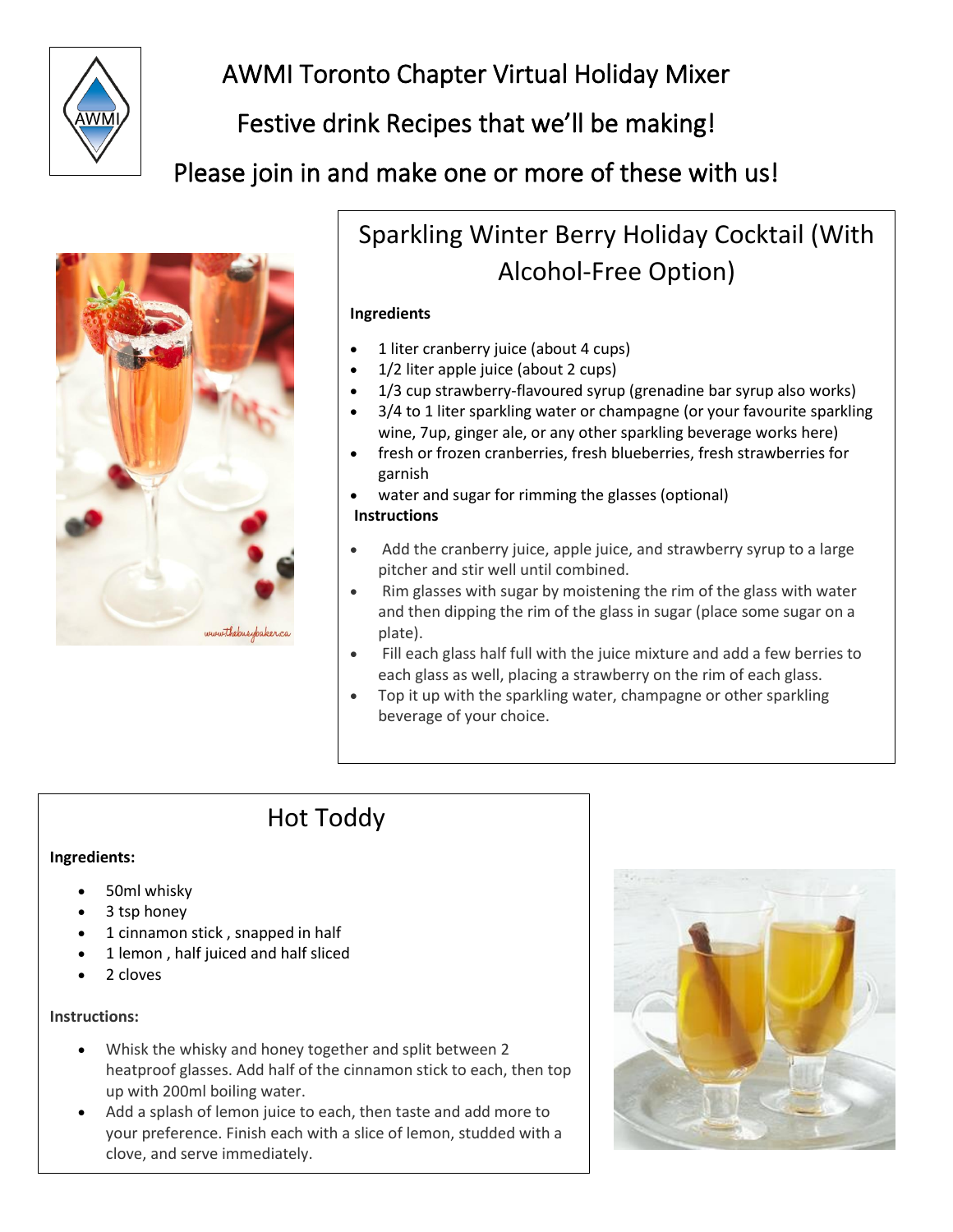# AWMI Toronto Chapter Virtual Holiday Mixer

## Festive drink Recipes that we'll be making!

## Please join in and make one or more of these with us!

## Sparkling Winter Berry Holiday Cocktail (With Alcohol-Free Option)

**Ingredients**

- 1 liter cranberry juice (about 4 cups)
- 1/2 liter apple juice (about 2 cups)
- 1/3 cup strawberry-flavoured syrup (grenadine bar syrup also works)
- 3/4 to 1 liter sparkling water or champagne (or your favourite sparkling wine, 7up, ginger ale, or any other sparkling beverage works here)
- fresh or frozen cranberries, fresh blueberries, fresh strawberries for garnish
- water and sugar for rimming the glasses (optional)

**Instructions**

- Add the cranberry juice, apple juice, and strawberry syrup to a large pitcher and stir well until combined.
- Rim glasses with sugar by moistening the rim of the glass with water and then dipping the rim of the glass in sugar (place some sugar on a plate).
- Fill each glass half full with the juice mixture and add a few berries to each glass as well, placing a strawberry on the rim of each glass.
- Top it up with the sparkling water, champagne or other sparkling beverage of your choice.

## Hot Toddy

**Ingredients:**

- 50ml whisky
- 3 tsp honey
- 1 cinnamon stick , snapped in half
- 1 lemon , half juiced and half sliced
- 2 cloves

**Instructions:**

- Whisk the whisky and honey together and split between 2 heatproof glasses. Add half of the cinnamon stick to each, then top up with 200ml boiling water.
- Add a splash of lemon juice to each, then taste and add more to your preference. Finish each with a slice of lemon, studded with a clove, and serve immediately.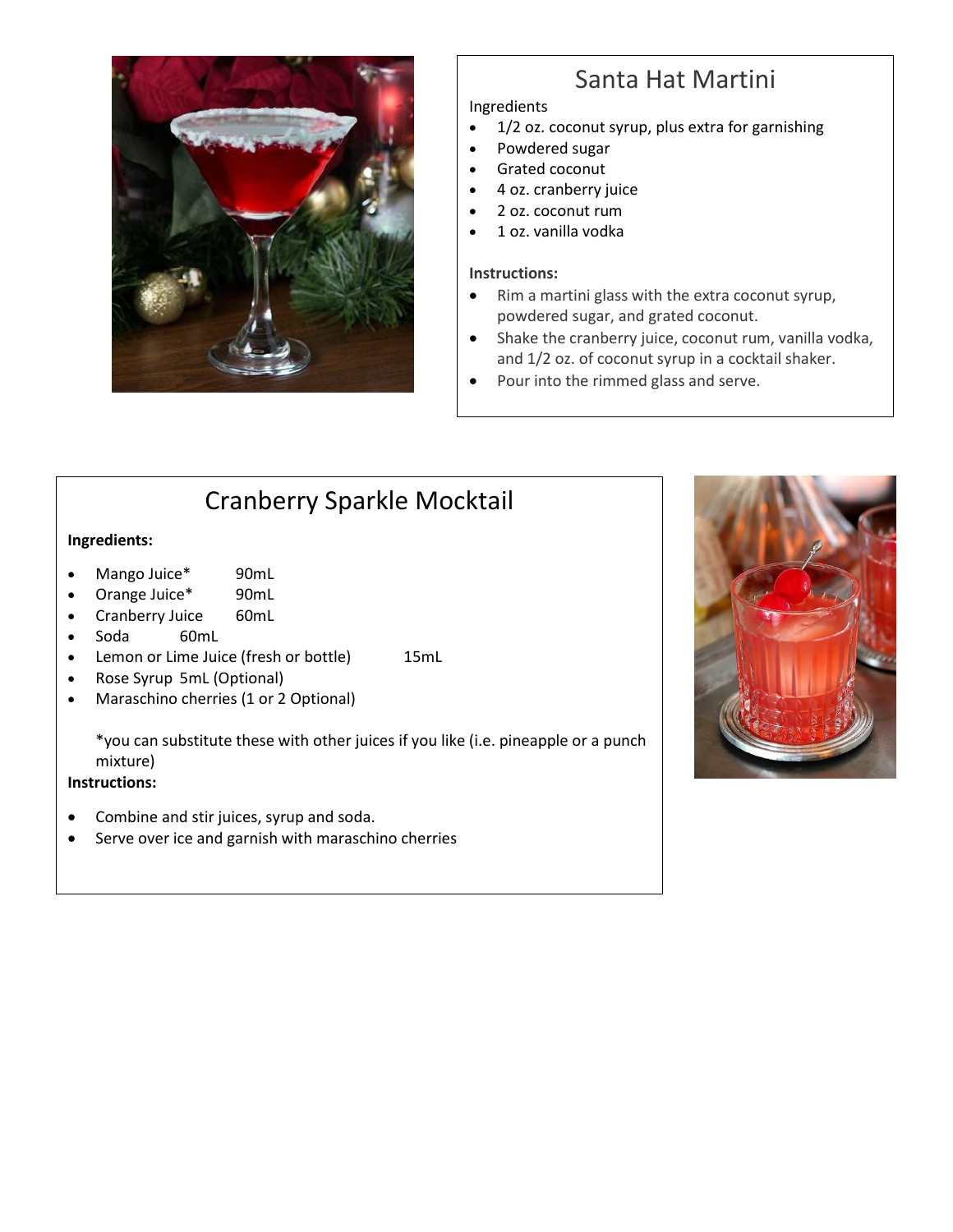## Santa Hat Martini

Ingredients

- 1/2 oz. coconut syrup, plus extra for garnishing
- Powdered sugar
- Grated coconut
- 4 oz. cranberry juice
- 2 oz. coconut rum
- 1 oz. vanilla vodka

**Instructions:**

- Rim a martini glass with the extra coconut syrup, powdered sugar, and grated coconut.
- Shake the cranberry juice, coconut rum, vanilla vodka, and 1/2 oz. of coconut syrup in a cocktail shaker.
- Pour into the rimmed glass and serve.

## Cranberry Sparkle Mocktail

**Ingredients:**

- Mango Juice* 90mL
- Orange Juice* 90mL
- Cranberry Juice 60mL
- Soda 60mL
- Lemon or Lime Juice (fresh or bottle) 15mL
- Rose Syrup 5mL (Optional)
- Maraschino cherries (1 or 2 Optional)

*you can substitute these with other juices if you like (i.e. pineapple or a punch mixture)

**Instructions:**

- Combine and stir juices, syrup and soda.
- Serve over ice and garnish with maraschino cherries